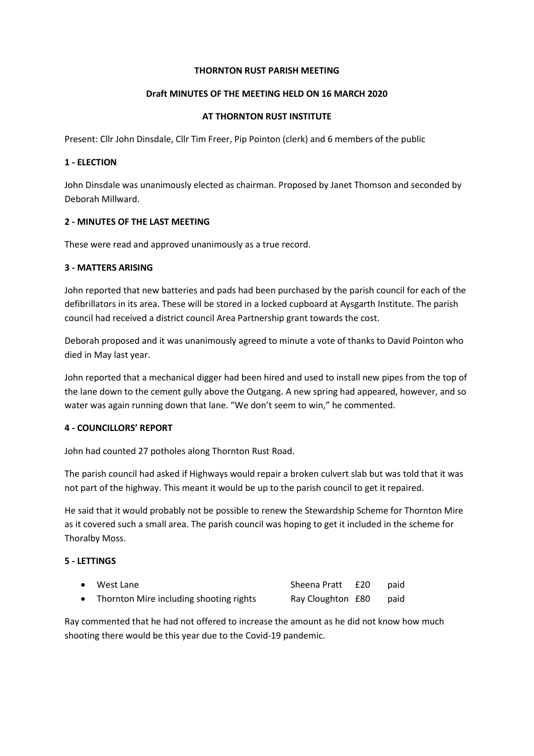**THORNTON RUST PARISH MEETING**

**Draft MINUTES OF THE MEETING HELD ON 16 MARCH 2020**

**AT THORNTON RUST INSTITUTE**

Present: Cllr John Dinsdale, Cllr Tim Freer, Pip Pointon (clerk) and 6 members of the public

**1 - ELECTION**

John Dinsdale was unanimously elected as chairman. Proposed by Janet Thomson and seconded by Deborah Millward.

**2 - MINUTES OF THE LAST MEETING**

These were read and approved unanimously as a true record.

**3 - MATTERS ARISING**

John reported that new batteries and pads had been purchased by the parish council for each of the defibrillators in its area. These will be stored in a locked cupboard at Aysgarth Institute. The parish council had received a district council Area Partnership grant towards the cost.

Deborah proposed and it was unanimously agreed to minute a vote of thanks to David Pointon who died in May last year.

John reported that a mechanical digger had been hired and used to install new pipes from the top of the lane down to the cement gully above the Outgang. A new spring had appeared, however, and so water was again running down that lane. "We don't seem to win," he commented.

**4 - COUNCILLORS' REPORT**

John had counted 27 potholes along Thornton Rust Road.

The parish council had asked if Highways would repair a broken culvert slab but was told that it was not part of the highway. This meant it would be up to the parish council to get it repaired.

He said that it would probably not be possible to renew the Stewardship Scheme for Thornton Mire as it covered such a small area. The parish council was hoping to get it included in the scheme for Thoralby Moss.

**5 - LETTINGS**

| | | | |
|---|---|---|---|
| • West Lane | Sheena Pratt | £20 | paid |
| • Thornton Mire including shooting rights | Ray Cloughton | £80 | paid |

Ray commented that he had not offered to increase the amount as he did not know how much shooting there would be this year due to the Covid-19 pandemic.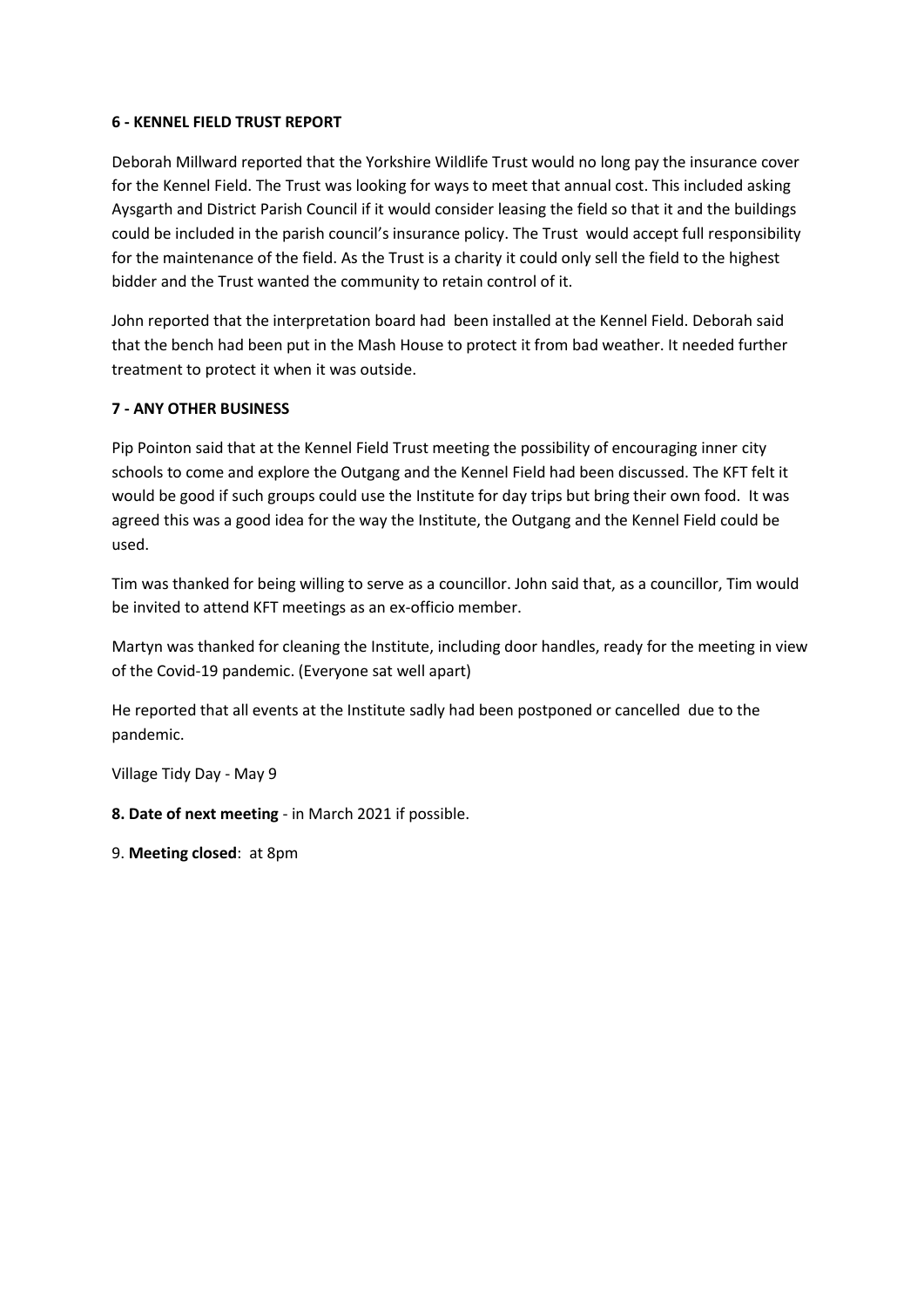**6 - KENNEL FIELD TRUST REPORT**

Deborah Millward reported that the Yorkshire Wildlife Trust would no long pay the insurance cover for the Kennel Field. The Trust was looking for ways to meet that annual cost. This included asking Aysgarth and District Parish Council if it would consider leasing the field so that it and the buildings could be included in the parish council's insurance policy. The Trust would accept full responsibility for the maintenance of the field. As the Trust is a charity it could only sell the field to the highest bidder and the Trust wanted the community to retain control of it.

John reported that the interpretation board had been installed at the Kennel Field. Deborah said that the bench had been put in the Mash House to protect it from bad weather. It needed further treatment to protect it when it was outside.

**7 - ANY OTHER BUSINESS**

Pip Pointon said that at the Kennel Field Trust meeting the possibility of encouraging inner city schools to come and explore the Outgang and the Kennel Field had been discussed. The KFT felt it would be good if such groups could use the Institute for day trips but bring their own food. It was agreed this was a good idea for the way the Institute, the Outgang and the Kennel Field could be used.

Tim was thanked for being willing to serve as a councillor. John said that, as a councillor, Tim would be invited to attend KFT meetings as an ex-officio member.

Martyn was thanked for cleaning the Institute, including door handles, ready for the meeting in view of the Covid-19 pandemic. (Everyone sat well apart)

He reported that all events at the Institute sadly had been postponed or cancelled due to the pandemic.

Village Tidy Day - May 9

**8. Date of next meeting** - in March 2021 if possible.

9. **Meeting closed**: at 8pm